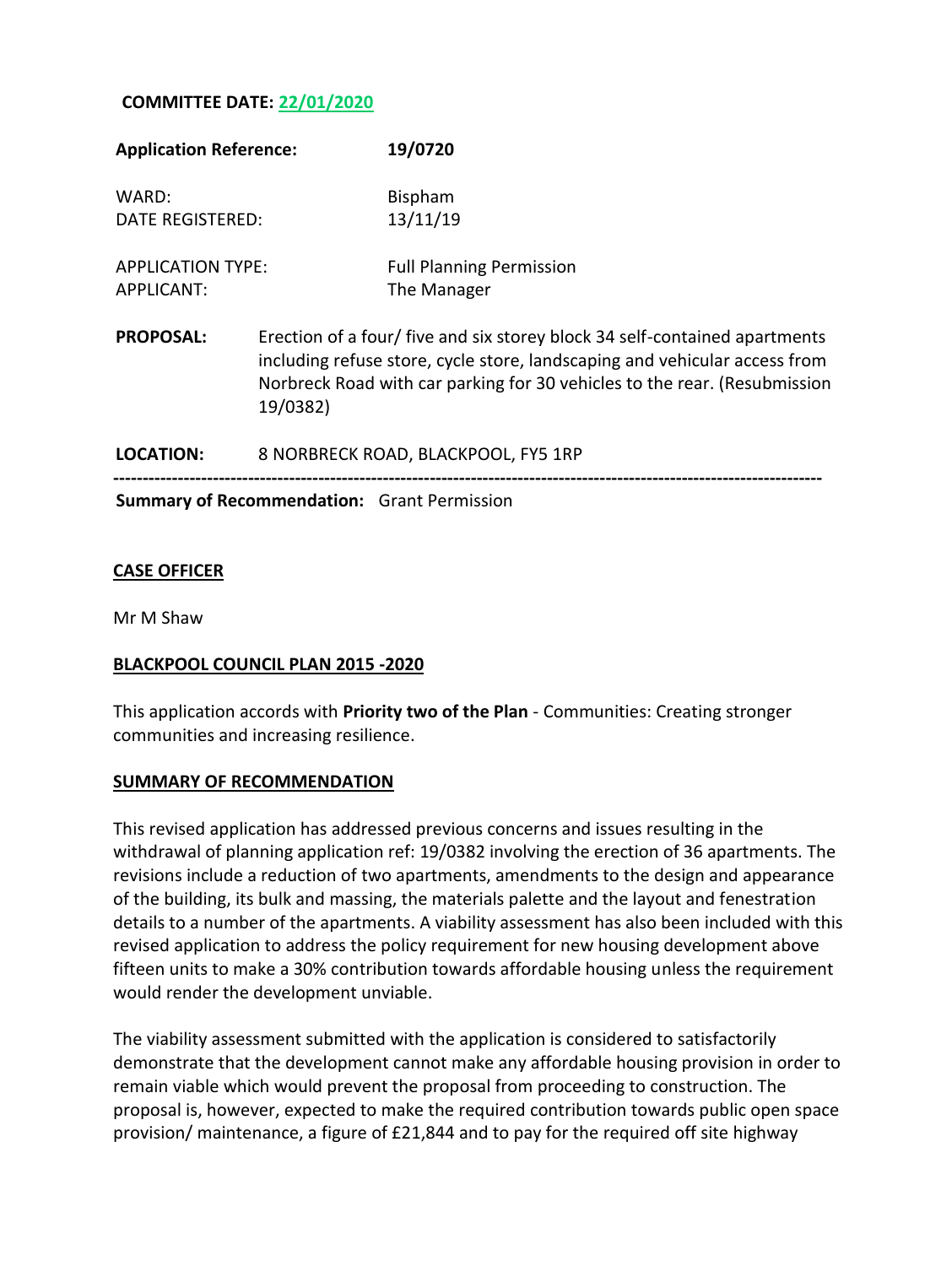**COMMITTEE DATE: 22/01/2020**

| | |
|---|---|
| **Application Reference:** | **19/0720** |
| WARD: | Bispham |
| DATE REGISTERED: | 13/11/19 |
| APPLICATION TYPE: | Full Planning Permission |
| APPLICANT: | The Manager |

**PROPOSAL:** Erection of a four/ five and six storey block 34 self-contained apartments including refuse store, cycle store, landscaping and vehicular access from Norbreck Road with car parking for 30 vehicles to the rear. (Resubmission 19/0382)

**LOCATION:** 8 NORBRECK ROAD, BLACKPOOL, FY5 1RP

---

**Summary of Recommendation:** Grant Permission

**CASE OFFICER**

Mr M Shaw

**BLACKPOOL COUNCIL PLAN 2015 -2020**

This application accords with **Priority two of the Plan** - Communities: Creating stronger communities and increasing resilience.

**SUMMARY OF RECOMMENDATION**

This revised application has addressed previous concerns and issues resulting in the withdrawal of planning application ref: 19/0382 involving the erection of 36 apartments. The revisions include a reduction of two apartments, amendments to the design and appearance of the building, its bulk and massing, the materials palette and the layout and fenestration details to a number of the apartments. A viability assessment has also been included with this revised application to address the policy requirement for new housing development above fifteen units to make a 30% contribution towards affordable housing unless the requirement would render the development unviable.

The viability assessment submitted with the application is considered to satisfactorily demonstrate that the development cannot make any affordable housing provision in order to remain viable which would prevent the proposal from proceeding to construction. The proposal is, however, expected to make the required contribution towards public open space provision/ maintenance, a figure of £21,844 and to pay for the required off site highway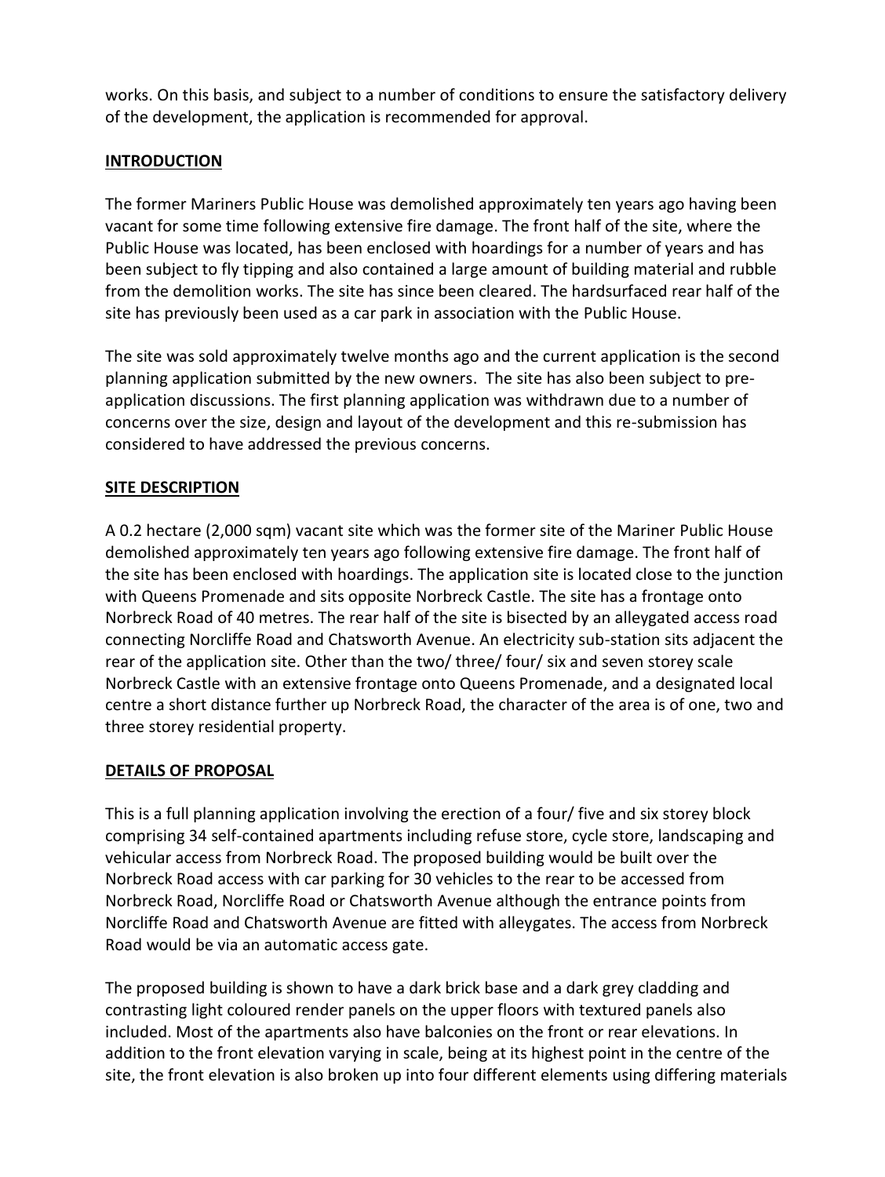works. On this basis, and subject to a number of conditions to ensure the satisfactory delivery of the development, the application is recommended for approval.

## INTRODUCTION

The former Mariners Public House was demolished approximately ten years ago having been vacant for some time following extensive fire damage. The front half of the site, where the Public House was located, has been enclosed with hoardings for a number of years and has been subject to fly tipping and also contained a large amount of building material and rubble from the demolition works. The site has since been cleared. The hardsurfaced rear half of the site has previously been used as a car park in association with the Public House.

The site was sold approximately twelve months ago and the current application is the second planning application submitted by the new owners. The site has also been subject to pre-application discussions. The first planning application was withdrawn due to a number of concerns over the size, design and layout of the development and this re-submission has considered to have addressed the previous concerns.

## SITE DESCRIPTION

A 0.2 hectare (2,000 sqm) vacant site which was the former site of the Mariner Public House demolished approximately ten years ago following extensive fire damage. The front half of the site has been enclosed with hoardings. The application site is located close to the junction with Queens Promenade and sits opposite Norbreck Castle. The site has a frontage onto Norbreck Road of 40 metres. The rear half of the site is bisected by an alleygated access road connecting Norcliffe Road and Chatsworth Avenue. An electricity sub-station sits adjacent the rear of the application site. Other than the two/ three/ four/ six and seven storey scale Norbreck Castle with an extensive frontage onto Queens Promenade, and a designated local centre a short distance further up Norbreck Road, the character of the area is of one, two and three storey residential property.

## DETAILS OF PROPOSAL

This is a full planning application involving the erection of a four/ five and six storey block comprising 34 self-contained apartments including refuse store, cycle store, landscaping and vehicular access from Norbreck Road. The proposed building would be built over the Norbreck Road access with car parking for 30 vehicles to the rear to be accessed from Norbreck Road, Norcliffe Road or Chatsworth Avenue although the entrance points from Norcliffe Road and Chatsworth Avenue are fitted with alleygates. The access from Norbreck Road would be via an automatic access gate.

The proposed building is shown to have a dark brick base and a dark grey cladding and contrasting light coloured render panels on the upper floors with textured panels also included. Most of the apartments also have balconies on the front or rear elevations. In addition to the front elevation varying in scale, being at its highest point in the centre of the site, the front elevation is also broken up into four different elements using differing materials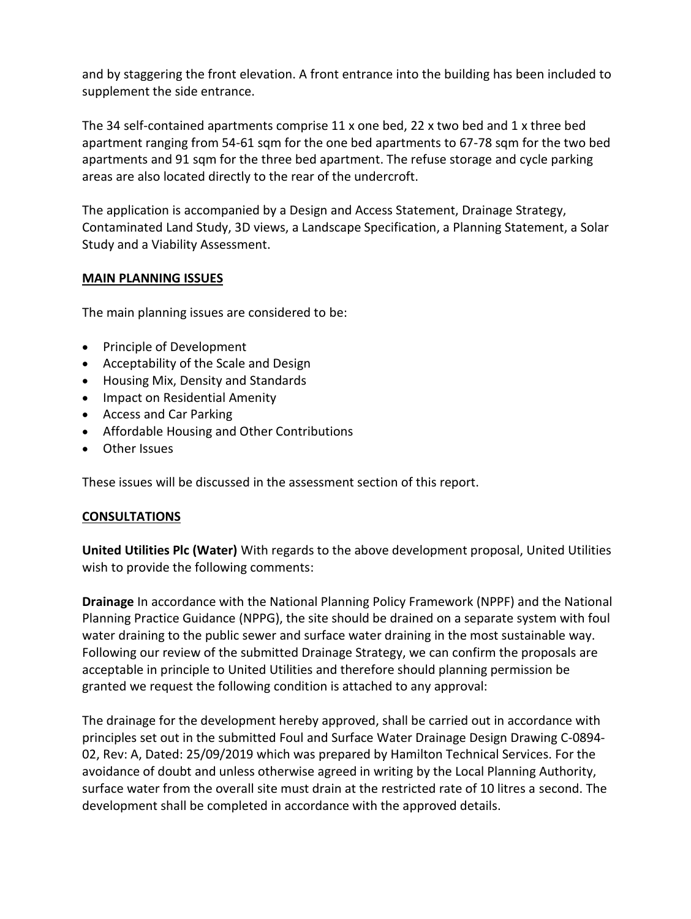and by staggering the front elevation. A front entrance into the building has been included to supplement the side entrance.

The 34 self-contained apartments comprise 11 x one bed, 22 x two bed and 1 x three bed apartment ranging from 54-61 sqm for the one bed apartments to 67-78 sqm for the two bed apartments and 91 sqm for the three bed apartment. The refuse storage and cycle parking areas are also located directly to the rear of the undercroft.

The application is accompanied by a Design and Access Statement, Drainage Strategy, Contaminated Land Study, 3D views, a Landscape Specification, a Planning Statement, a Solar Study and a Viability Assessment.

## MAIN PLANNING ISSUES

The main planning issues are considered to be:

- Principle of Development
- Acceptability of the Scale and Design
- Housing Mix, Density and Standards
- Impact on Residential Amenity
- Access and Car Parking
- Affordable Housing and Other Contributions
- Other Issues

These issues will be discussed in the assessment section of this report.

## CONSULTATIONS

**United Utilities Plc (Water)** With regards to the above development proposal, United Utilities wish to provide the following comments:

**Drainage** In accordance with the National Planning Policy Framework (NPPF) and the National Planning Practice Guidance (NPPG), the site should be drained on a separate system with foul water draining to the public sewer and surface water draining in the most sustainable way. Following our review of the submitted Drainage Strategy, we can confirm the proposals are acceptable in principle to United Utilities and therefore should planning permission be granted we request the following condition is attached to any approval:

The drainage for the development hereby approved, shall be carried out in accordance with principles set out in the submitted Foul and Surface Water Drainage Design Drawing C-0894-02, Rev: A, Dated: 25/09/2019 which was prepared by Hamilton Technical Services. For the avoidance of doubt and unless otherwise agreed in writing by the Local Planning Authority, surface water from the overall site must drain at the restricted rate of 10 litres a second. The development shall be completed in accordance with the approved details.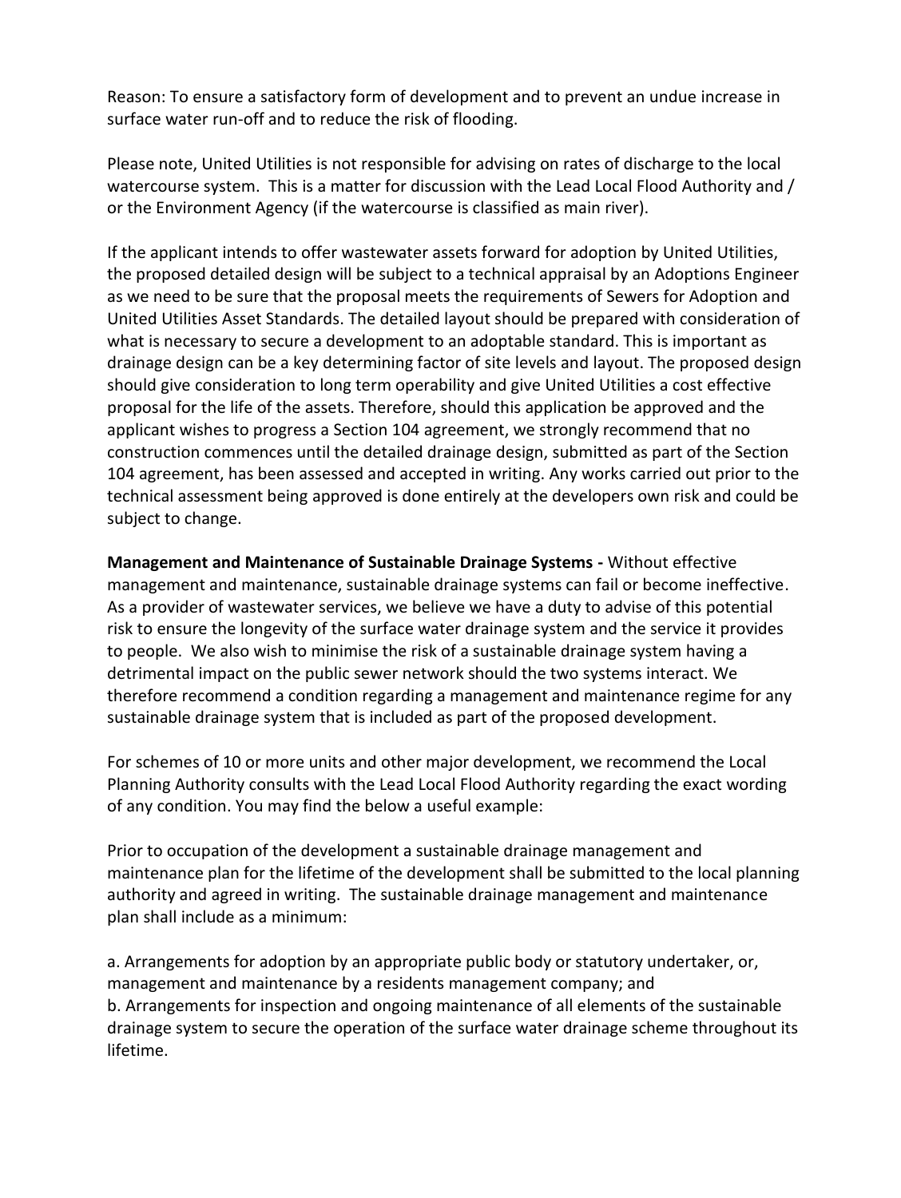Reason: To ensure a satisfactory form of development and to prevent an undue increase in surface water run-off and to reduce the risk of flooding.

Please note, United Utilities is not responsible for advising on rates of discharge to the local watercourse system. This is a matter for discussion with the Lead Local Flood Authority and / or the Environment Agency (if the watercourse is classified as main river).

If the applicant intends to offer wastewater assets forward for adoption by United Utilities, the proposed detailed design will be subject to a technical appraisal by an Adoptions Engineer as we need to be sure that the proposal meets the requirements of Sewers for Adoption and United Utilities Asset Standards. The detailed layout should be prepared with consideration of what is necessary to secure a development to an adoptable standard. This is important as drainage design can be a key determining factor of site levels and layout. The proposed design should give consideration to long term operability and give United Utilities a cost effective proposal for the life of the assets. Therefore, should this application be approved and the applicant wishes to progress a Section 104 agreement, we strongly recommend that no construction commences until the detailed drainage design, submitted as part of the Section 104 agreement, has been assessed and accepted in writing. Any works carried out prior to the technical assessment being approved is done entirely at the developers own risk and could be subject to change.

**Management and Maintenance of Sustainable Drainage Systems -** Without effective management and maintenance, sustainable drainage systems can fail or become ineffective. As a provider of wastewater services, we believe we have a duty to advise of this potential risk to ensure the longevity of the surface water drainage system and the service it provides to people. We also wish to minimise the risk of a sustainable drainage system having a detrimental impact on the public sewer network should the two systems interact. We therefore recommend a condition regarding a management and maintenance regime for any sustainable drainage system that is included as part of the proposed development.

For schemes of 10 or more units and other major development, we recommend the Local Planning Authority consults with the Lead Local Flood Authority regarding the exact wording of any condition. You may find the below a useful example:

Prior to occupation of the development a sustainable drainage management and maintenance plan for the lifetime of the development shall be submitted to the local planning authority and agreed in writing. The sustainable drainage management and maintenance plan shall include as a minimum:

a. Arrangements for adoption by an appropriate public body or statutory undertaker, or, management and maintenance by a residents management company; and
b. Arrangements for inspection and ongoing maintenance of all elements of the sustainable drainage system to secure the operation of the surface water drainage scheme throughout its lifetime.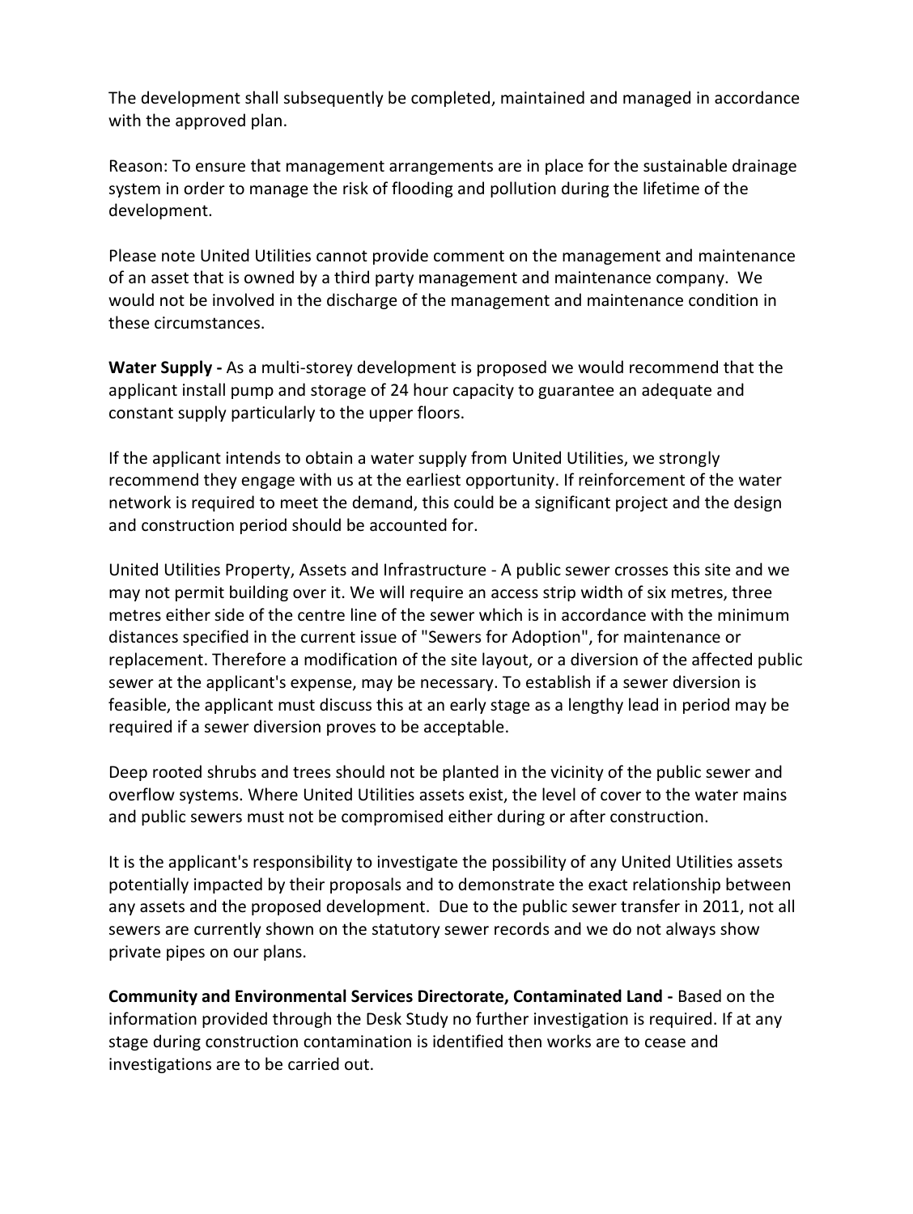The development shall subsequently be completed, maintained and managed in accordance with the approved plan.

Reason: To ensure that management arrangements are in place for the sustainable drainage system in order to manage the risk of flooding and pollution during the lifetime of the development.

Please note United Utilities cannot provide comment on the management and maintenance of an asset that is owned by a third party management and maintenance company. We would not be involved in the discharge of the management and maintenance condition in these circumstances.

**Water Supply -** As a multi-storey development is proposed we would recommend that the applicant install pump and storage of 24 hour capacity to guarantee an adequate and constant supply particularly to the upper floors.

If the applicant intends to obtain a water supply from United Utilities, we strongly recommend they engage with us at the earliest opportunity. If reinforcement of the water network is required to meet the demand, this could be a significant project and the design and construction period should be accounted for.

United Utilities Property, Assets and Infrastructure - A public sewer crosses this site and we may not permit building over it. We will require an access strip width of six metres, three metres either side of the centre line of the sewer which is in accordance with the minimum distances specified in the current issue of "Sewers for Adoption", for maintenance or replacement. Therefore a modification of the site layout, or a diversion of the affected public sewer at the applicant's expense, may be necessary. To establish if a sewer diversion is feasible, the applicant must discuss this at an early stage as a lengthy lead in period may be required if a sewer diversion proves to be acceptable.

Deep rooted shrubs and trees should not be planted in the vicinity of the public sewer and overflow systems. Where United Utilities assets exist, the level of cover to the water mains and public sewers must not be compromised either during or after construction.

It is the applicant's responsibility to investigate the possibility of any United Utilities assets potentially impacted by their proposals and to demonstrate the exact relationship between any assets and the proposed development. Due to the public sewer transfer in 2011, not all sewers are currently shown on the statutory sewer records and we do not always show private pipes on our plans.

**Community and Environmental Services Directorate, Contaminated Land -** Based on the information provided through the Desk Study no further investigation is required. If at any stage during construction contamination is identified then works are to cease and investigations are to be carried out.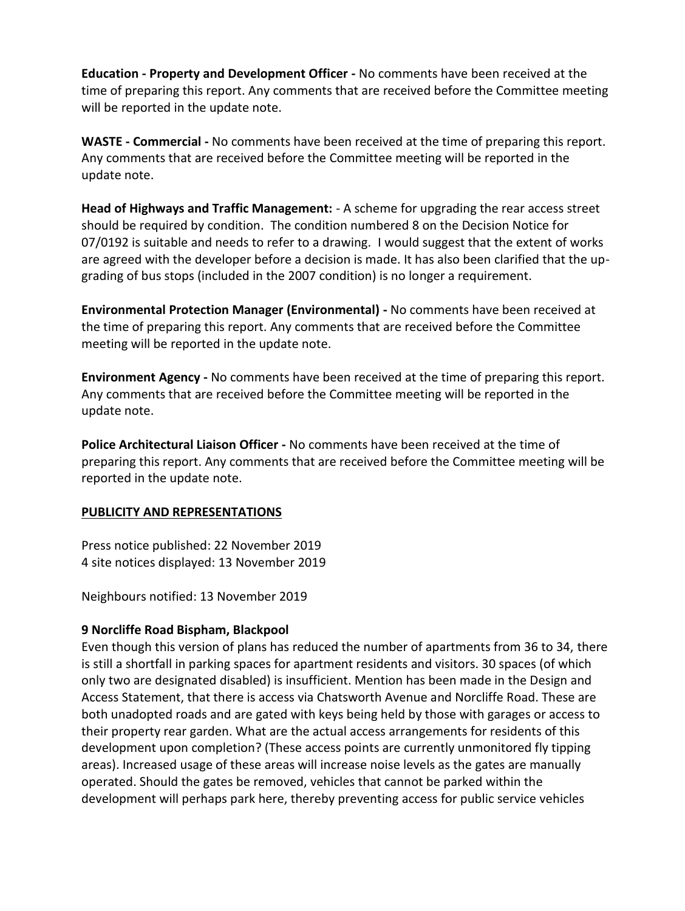**Education - Property and Development Officer -** No comments have been received at the time of preparing this report. Any comments that are received before the Committee meeting will be reported in the update note.

**WASTE - Commercial -** No comments have been received at the time of preparing this report. Any comments that are received before the Committee meeting will be reported in the update note.

**Head of Highways and Traffic Management:** - A scheme for upgrading the rear access street should be required by condition. The condition numbered 8 on the Decision Notice for 07/0192 is suitable and needs to refer to a drawing. I would suggest that the extent of works are agreed with the developer before a decision is made. It has also been clarified that the up-grading of bus stops (included in the 2007 condition) is no longer a requirement.

**Environmental Protection Manager (Environmental) -** No comments have been received at the time of preparing this report. Any comments that are received before the Committee meeting will be reported in the update note.

**Environment Agency -** No comments have been received at the time of preparing this report. Any comments that are received before the Committee meeting will be reported in the update note.

**Police Architectural Liaison Officer -** No comments have been received at the time of preparing this report. Any comments that are received before the Committee meeting will be reported in the update note.

## PUBLICITY AND REPRESENTATIONS

Press notice published: 22 November 2019
4 site notices displayed: 13 November 2019

Neighbours notified: 13 November 2019

**9 Norcliffe Road Bispham, Blackpool**
Even though this version of plans has reduced the number of apartments from 36 to 34, there is still a shortfall in parking spaces for apartment residents and visitors. 30 spaces (of which only two are designated disabled) is insufficient. Mention has been made in the Design and Access Statement, that there is access via Chatsworth Avenue and Norcliffe Road. These are both unadopted roads and are gated with keys being held by those with garages or access to their property rear garden. What are the actual access arrangements for residents of this development upon completion? (These access points are currently unmonitored fly tipping areas). Increased usage of these areas will increase noise levels as the gates are manually operated. Should the gates be removed, vehicles that cannot be parked within the development will perhaps park here, thereby preventing access for public service vehicles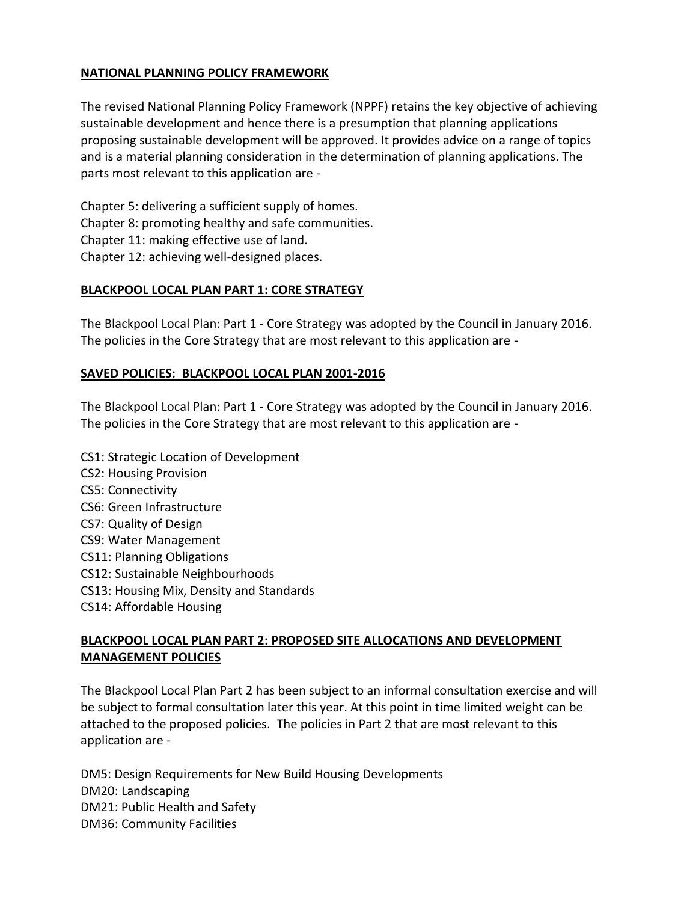**NATIONAL PLANNING POLICY FRAMEWORK**

The revised National Planning Policy Framework (NPPF) retains the key objective of achieving sustainable development and hence there is a presumption that planning applications proposing sustainable development will be approved. It provides advice on a range of topics and is a material planning consideration in the determination of planning applications. The parts most relevant to this application are -

Chapter 5: delivering a sufficient supply of homes.
Chapter 8: promoting healthy and safe communities.
Chapter 11: making effective use of land.
Chapter 12: achieving well-designed places.

**BLACKPOOL LOCAL PLAN PART 1: CORE STRATEGY**

The Blackpool Local Plan: Part 1 - Core Strategy was adopted by the Council in January 2016. The policies in the Core Strategy that are most relevant to this application are -

**SAVED POLICIES: BLACKPOOL LOCAL PLAN 2001-2016**

The Blackpool Local Plan: Part 1 - Core Strategy was adopted by the Council in January 2016. The policies in the Core Strategy that are most relevant to this application are -

CS1: Strategic Location of Development
CS2: Housing Provision
CS5: Connectivity
CS6: Green Infrastructure
CS7: Quality of Design
CS9: Water Management
CS11: Planning Obligations
CS12: Sustainable Neighbourhoods
CS13: Housing Mix, Density and Standards
CS14: Affordable Housing

**BLACKPOOL LOCAL PLAN PART 2: PROPOSED SITE ALLOCATIONS AND DEVELOPMENT MANAGEMENT POLICIES**

The Blackpool Local Plan Part 2 has been subject to an informal consultation exercise and will be subject to formal consultation later this year. At this point in time limited weight can be attached to the proposed policies. The policies in Part 2 that are most relevant to this application are -

DM5: Design Requirements for New Build Housing Developments
DM20: Landscaping
DM21: Public Health and Safety
DM36: Community Facilities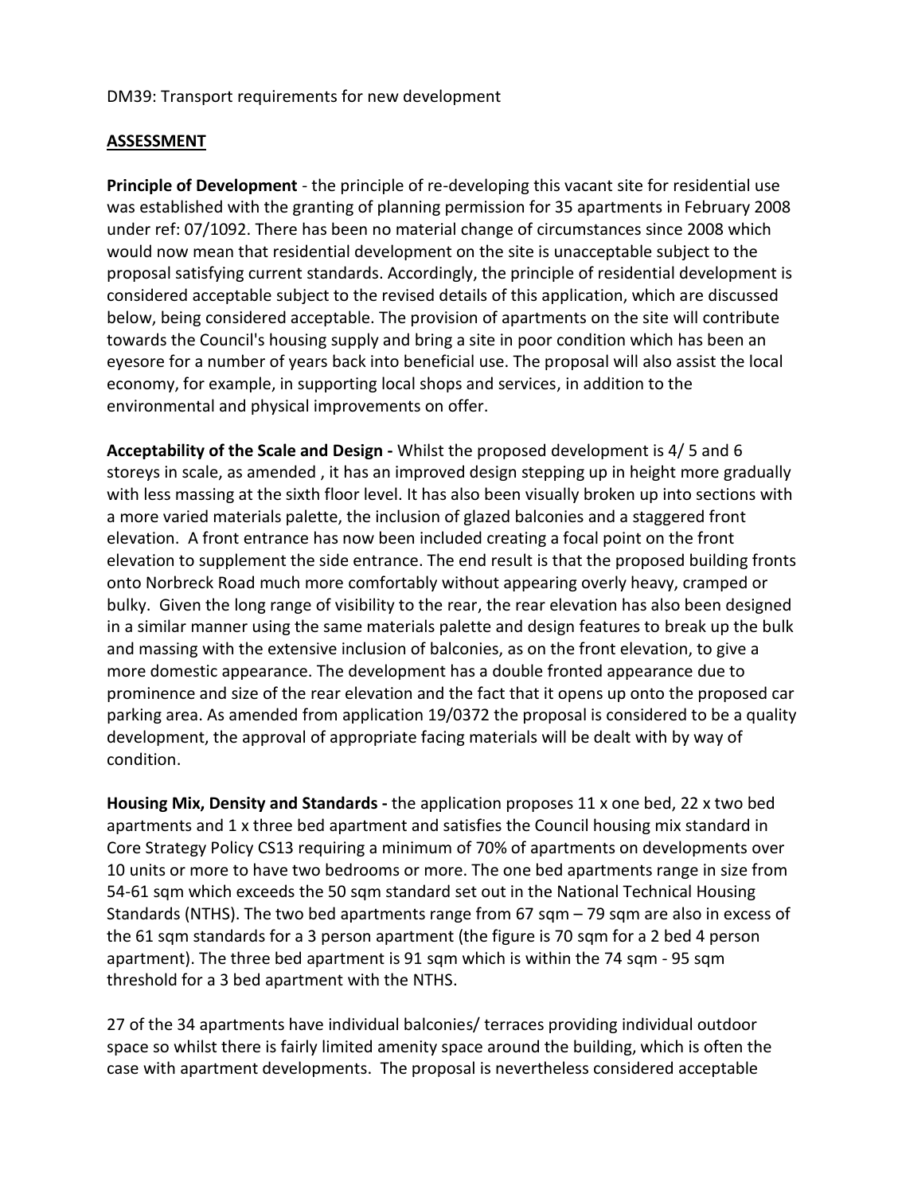DM39: Transport requirements for new development

**ASSESSMENT**

**Principle of Development** - the principle of re-developing this vacant site for residential use was established with the granting of planning permission for 35 apartments in February 2008 under ref: 07/1092. There has been no material change of circumstances since 2008 which would now mean that residential development on the site is unacceptable subject to the proposal satisfying current standards. Accordingly, the principle of residential development is considered acceptable subject to the revised details of this application, which are discussed below, being considered acceptable. The provision of apartments on the site will contribute towards the Council's housing supply and bring a site in poor condition which has been an eyesore for a number of years back into beneficial use. The proposal will also assist the local economy, for example, in supporting local shops and services, in addition to the environmental and physical improvements on offer.

**Acceptability of the Scale and Design -** Whilst the proposed development is 4/ 5 and 6 storeys in scale, as amended , it has an improved design stepping up in height more gradually with less massing at the sixth floor level. It has also been visually broken up into sections with a more varied materials palette, the inclusion of glazed balconies and a staggered front elevation. A front entrance has now been included creating a focal point on the front elevation to supplement the side entrance. The end result is that the proposed building fronts onto Norbreck Road much more comfortably without appearing overly heavy, cramped or bulky. Given the long range of visibility to the rear, the rear elevation has also been designed in a similar manner using the same materials palette and design features to break up the bulk and massing with the extensive inclusion of balconies, as on the front elevation, to give a more domestic appearance. The development has a double fronted appearance due to prominence and size of the rear elevation and the fact that it opens up onto the proposed car parking area. As amended from application 19/0372 the proposal is considered to be a quality development, the approval of appropriate facing materials will be dealt with by way of condition.

**Housing Mix, Density and Standards -** the application proposes 11 x one bed, 22 x two bed apartments and 1 x three bed apartment and satisfies the Council housing mix standard in Core Strategy Policy CS13 requiring a minimum of 70% of apartments on developments over 10 units or more to have two bedrooms or more. The one bed apartments range in size from 54-61 sqm which exceeds the 50 sqm standard set out in the National Technical Housing Standards (NTHS). The two bed apartments range from 67 sqm – 79 sqm are also in excess of the 61 sqm standards for a 3 person apartment (the figure is 70 sqm for a 2 bed 4 person apartment). The three bed apartment is 91 sqm which is within the 74 sqm - 95 sqm threshold for a 3 bed apartment with the NTHS.

27 of the 34 apartments have individual balconies/ terraces providing individual outdoor space so whilst there is fairly limited amenity space around the building, which is often the case with apartment developments. The proposal is nevertheless considered acceptable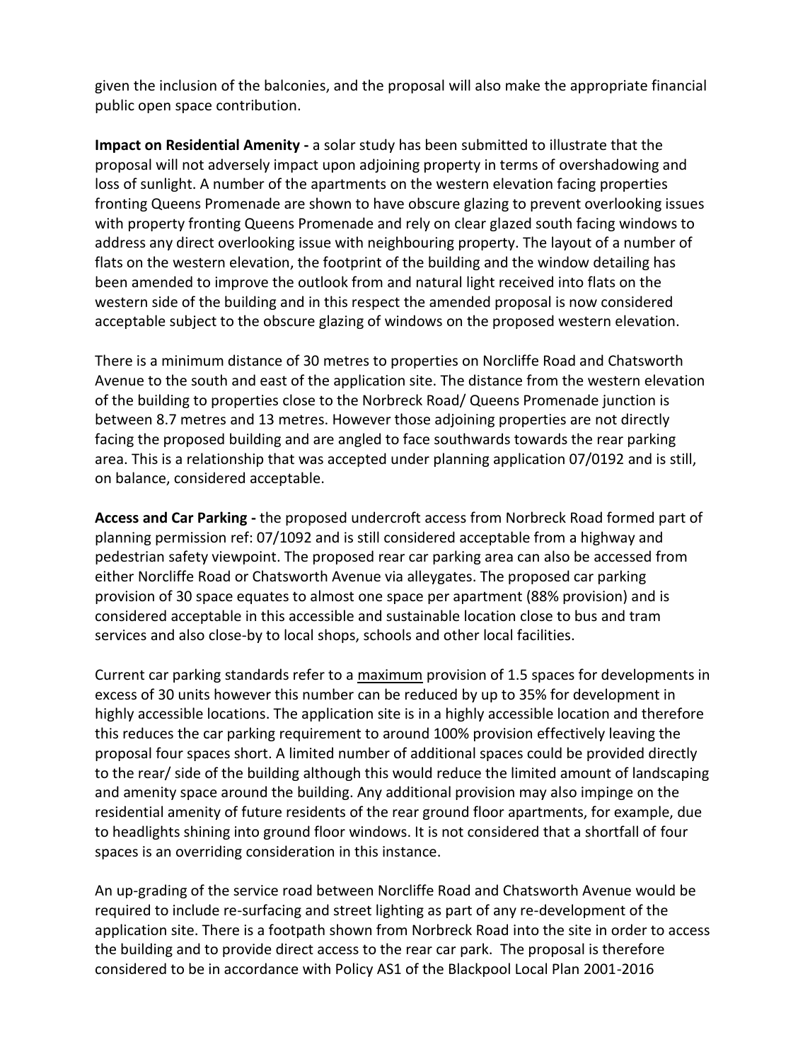given the inclusion of the balconies, and the proposal will also make the appropriate financial public open space contribution.

**Impact on Residential Amenity -** a solar study has been submitted to illustrate that the proposal will not adversely impact upon adjoining property in terms of overshadowing and loss of sunlight. A number of the apartments on the western elevation facing properties fronting Queens Promenade are shown to have obscure glazing to prevent overlooking issues with property fronting Queens Promenade and rely on clear glazed south facing windows to address any direct overlooking issue with neighbouring property. The layout of a number of flats on the western elevation, the footprint of the building and the window detailing has been amended to improve the outlook from and natural light received into flats on the western side of the building and in this respect the amended proposal is now considered acceptable subject to the obscure glazing of windows on the proposed western elevation.

There is a minimum distance of 30 metres to properties on Norcliffe Road and Chatsworth Avenue to the south and east of the application site. The distance from the western elevation of the building to properties close to the Norbreck Road/ Queens Promenade junction is between 8.7 metres and 13 metres. However those adjoining properties are not directly facing the proposed building and are angled to face southwards towards the rear parking area. This is a relationship that was accepted under planning application 07/0192 and is still, on balance, considered acceptable.

**Access and Car Parking -** the proposed undercroft access from Norbreck Road formed part of planning permission ref: 07/1092 and is still considered acceptable from a highway and pedestrian safety viewpoint. The proposed rear car parking area can also be accessed from either Norcliffe Road or Chatsworth Avenue via alleygates. The proposed car parking provision of 30 space equates to almost one space per apartment (88% provision) and is considered acceptable in this accessible and sustainable location close to bus and tram services and also close-by to local shops, schools and other local facilities.

Current car parking standards refer to a <u>maximum</u> provision of 1.5 spaces for developments in excess of 30 units however this number can be reduced by up to 35% for development in highly accessible locations. The application site is in a highly accessible location and therefore this reduces the car parking requirement to around 100% provision effectively leaving the proposal four spaces short. A limited number of additional spaces could be provided directly to the rear/ side of the building although this would reduce the limited amount of landscaping and amenity space around the building. Any additional provision may also impinge on the residential amenity of future residents of the rear ground floor apartments, for example, due to headlights shining into ground floor windows. It is not considered that a shortfall of four spaces is an overriding consideration in this instance.

An up-grading of the service road between Norcliffe Road and Chatsworth Avenue would be required to include re-surfacing and street lighting as part of any re-development of the application site. There is a footpath shown from Norbreck Road into the site in order to access the building and to provide direct access to the rear car park. The proposal is therefore considered to be in accordance with Policy AS1 of the Blackpool Local Plan 2001-2016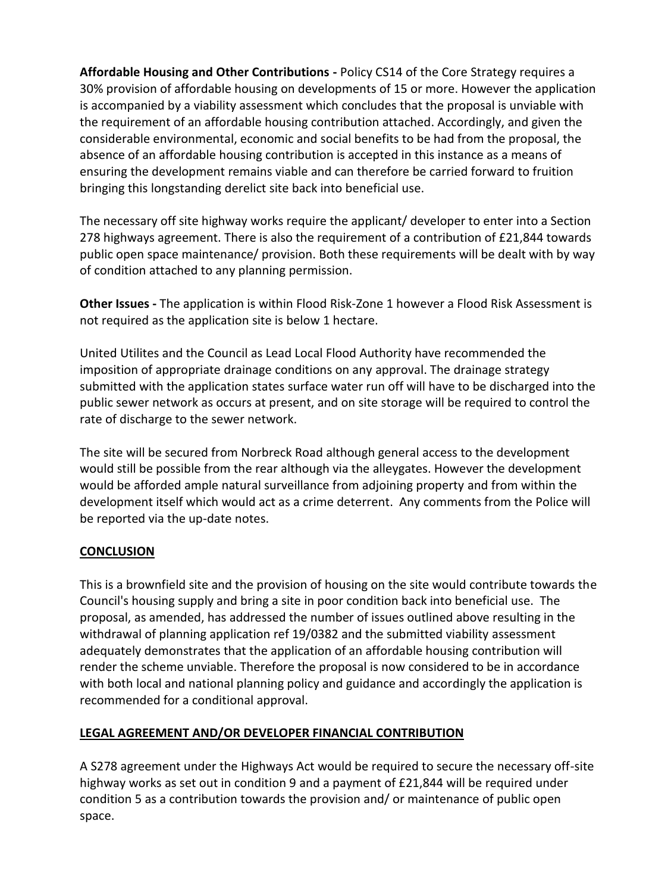**Affordable Housing and Other Contributions -** Policy CS14 of the Core Strategy requires a 30% provision of affordable housing on developments of 15 or more. However the application is accompanied by a viability assessment which concludes that the proposal is unviable with the requirement of an affordable housing contribution attached. Accordingly, and given the considerable environmental, economic and social benefits to be had from the proposal, the absence of an affordable housing contribution is accepted in this instance as a means of ensuring the development remains viable and can therefore be carried forward to fruition bringing this longstanding derelict site back into beneficial use.

The necessary off site highway works require the applicant/ developer to enter into a Section 278 highways agreement. There is also the requirement of a contribution of £21,844 towards public open space maintenance/ provision. Both these requirements will be dealt with by way of condition attached to any planning permission.

**Other Issues -** The application is within Flood Risk-Zone 1 however a Flood Risk Assessment is not required as the application site is below 1 hectare.

United Utilites and the Council as Lead Local Flood Authority have recommended the imposition of appropriate drainage conditions on any approval. The drainage strategy submitted with the application states surface water run off will have to be discharged into the public sewer network as occurs at present, and on site storage will be required to control the rate of discharge to the sewer network.

The site will be secured from Norbreck Road although general access to the development would still be possible from the rear although via the alleygates. However the development would be afforded ample natural surveillance from adjoining property and from within the development itself which would act as a crime deterrent. Any comments from the Police will be reported via the up-date notes.

**CONCLUSION**

This is a brownfield site and the provision of housing on the site would contribute towards the Council's housing supply and bring a site in poor condition back into beneficial use. The proposal, as amended, has addressed the number of issues outlined above resulting in the withdrawal of planning application ref 19/0382 and the submitted viability assessment adequately demonstrates that the application of an affordable housing contribution will render the scheme unviable. Therefore the proposal is now considered to be in accordance with both local and national planning policy and guidance and accordingly the application is recommended for a conditional approval.

**LEGAL AGREEMENT AND/OR DEVELOPER FINANCIAL CONTRIBUTION**

A S278 agreement under the Highways Act would be required to secure the necessary off-site highway works as set out in condition 9 and a payment of £21,844 will be required under condition 5 as a contribution towards the provision and/ or maintenance of public open space.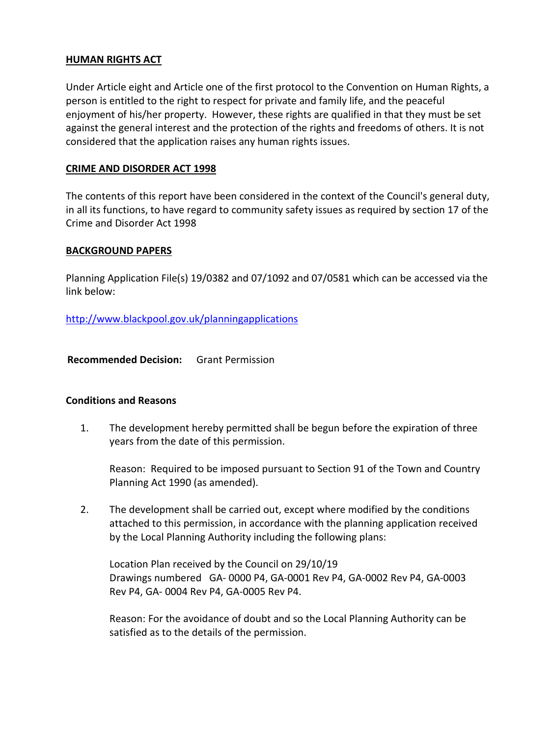## HUMAN RIGHTS ACT

Under Article eight and Article one of the first protocol to the Convention on Human Rights, a person is entitled to the right to respect for private and family life, and the peaceful enjoyment of his/her property. However, these rights are qualified in that they must be set against the general interest and the protection of the rights and freedoms of others. It is not considered that the application raises any human rights issues.

## CRIME AND DISORDER ACT 1998

The contents of this report have been considered in the context of the Council's general duty, in all its functions, to have regard to community safety issues as required by section 17 of the Crime and Disorder Act 1998

## BACKGROUND PAPERS

Planning Application File(s) 19/0382 and 07/1092 and 07/0581 which can be accessed via the link below:

http://www.blackpool.gov.uk/planningapplications

**Recommended Decision:** Grant Permission

**Conditions and Reasons**

1. The development hereby permitted shall be begun before the expiration of three years from the date of this permission.

   Reason: Required to be imposed pursuant to Section 91 of the Town and Country Planning Act 1990 (as amended).

2. The development shall be carried out, except where modified by the conditions attached to this permission, in accordance with the planning application received by the Local Planning Authority including the following plans:

   Location Plan received by the Council on 29/10/19
   Drawings numbered GA- 0000 P4, GA-0001 Rev P4, GA-0002 Rev P4, GA-0003 Rev P4, GA- 0004 Rev P4, GA-0005 Rev P4.

   Reason: For the avoidance of doubt and so the Local Planning Authority can be satisfied as to the details of the permission.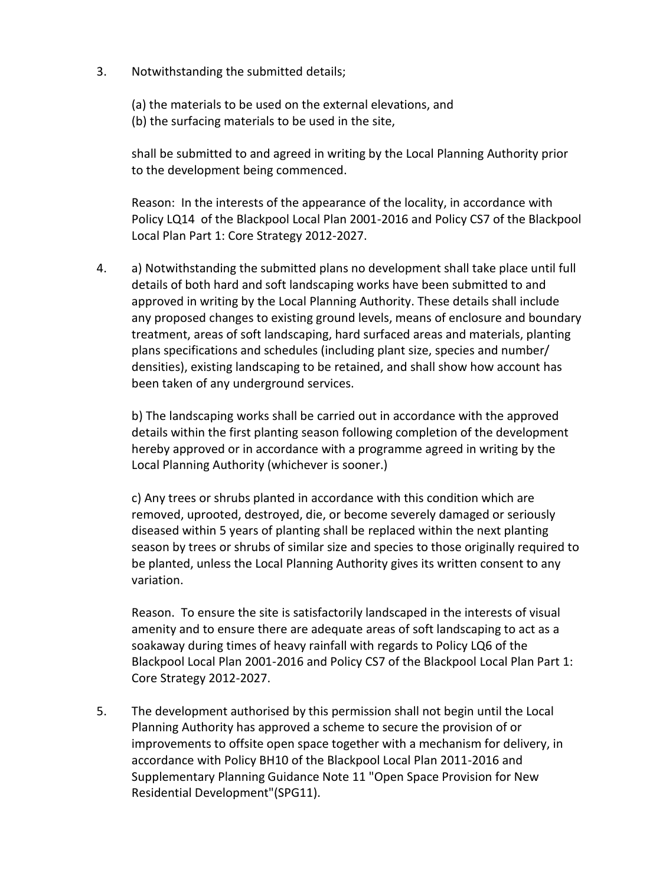3. Notwithstanding the submitted details;

   (a) the materials to be used on the external elevations, and
   (b) the surfacing materials to be used in the site,

   shall be submitted to and agreed in writing by the Local Planning Authority prior to the development being commenced.

   Reason: In the interests of the appearance of the locality, in accordance with Policy LQ14 of the Blackpool Local Plan 2001-2016 and Policy CS7 of the Blackpool Local Plan Part 1: Core Strategy 2012-2027.

4. a) Notwithstanding the submitted plans no development shall take place until full details of both hard and soft landscaping works have been submitted to and approved in writing by the Local Planning Authority. These details shall include any proposed changes to existing ground levels, means of enclosure and boundary treatment, areas of soft landscaping, hard surfaced areas and materials, planting plans specifications and schedules (including plant size, species and number/ densities), existing landscaping to be retained, and shall show how account has been taken of any underground services.

   b) The landscaping works shall be carried out in accordance with the approved details within the first planting season following completion of the development hereby approved or in accordance with a programme agreed in writing by the Local Planning Authority (whichever is sooner.)

   c) Any trees or shrubs planted in accordance with this condition which are removed, uprooted, destroyed, die, or become severely damaged or seriously diseased within 5 years of planting shall be replaced within the next planting season by trees or shrubs of similar size and species to those originally required to be planted, unless the Local Planning Authority gives its written consent to any variation.

   Reason. To ensure the site is satisfactorily landscaped in the interests of visual amenity and to ensure there are adequate areas of soft landscaping to act as a soakaway during times of heavy rainfall with regards to Policy LQ6 of the Blackpool Local Plan 2001-2016 and Policy CS7 of the Blackpool Local Plan Part 1: Core Strategy 2012-2027.

5. The development authorised by this permission shall not begin until the Local Planning Authority has approved a scheme to secure the provision of or improvements to offsite open space together with a mechanism for delivery, in accordance with Policy BH10 of the Blackpool Local Plan 2011-2016 and Supplementary Planning Guidance Note 11 "Open Space Provision for New Residential Development"(SPG11).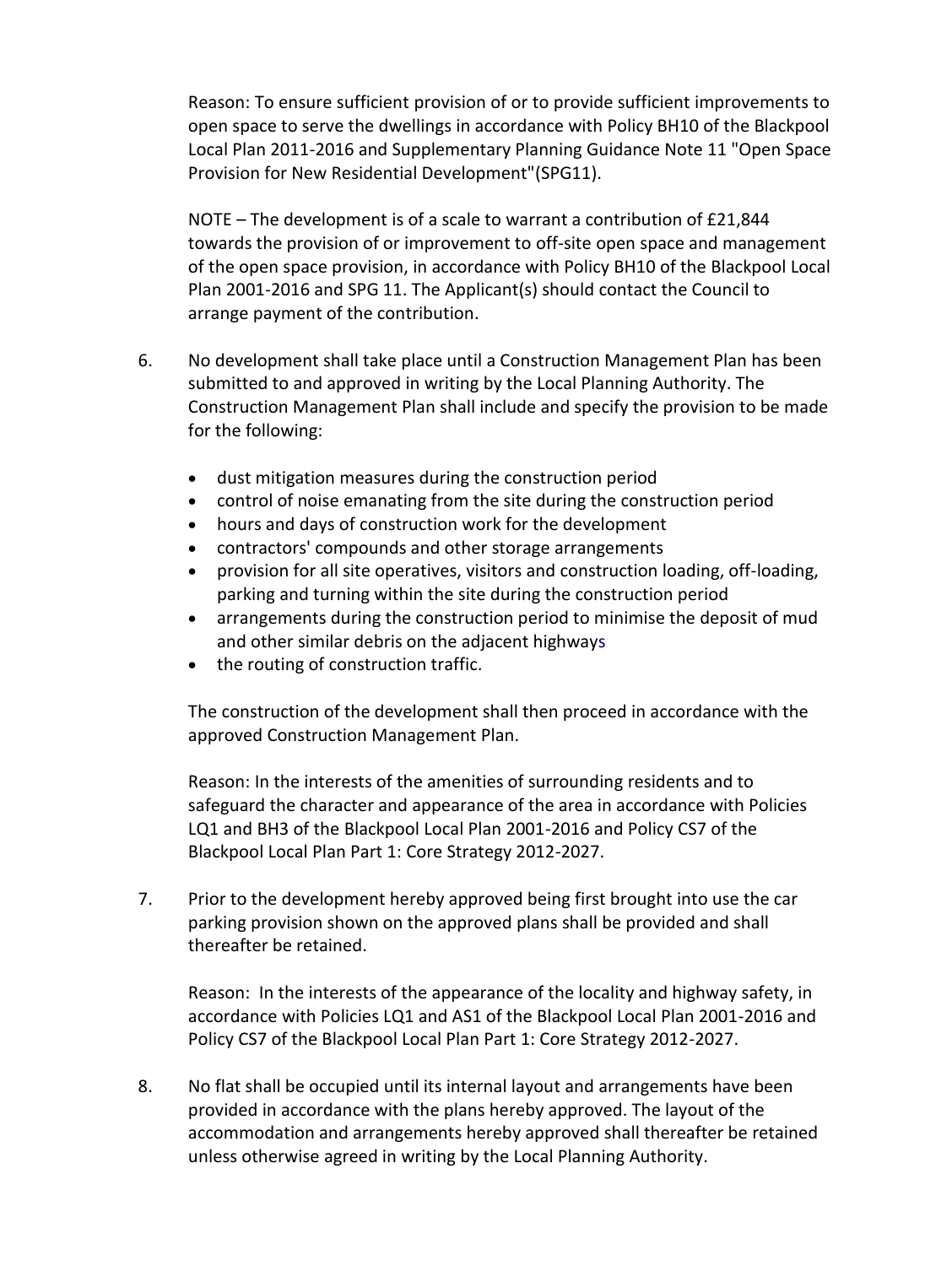Reason: To ensure sufficient provision of or to provide sufficient improvements to open space to serve the dwellings in accordance with Policy BH10 of the Blackpool Local Plan 2011-2016 and Supplementary Planning Guidance Note 11 "Open Space Provision for New Residential Development"(SPG11).

NOTE – The development is of a scale to warrant a contribution of £21,844 towards the provision of or improvement to off-site open space and management of the open space provision, in accordance with Policy BH10 of the Blackpool Local Plan 2001-2016 and SPG 11. The Applicant(s) should contact the Council to arrange payment of the contribution.

6. No development shall take place until a Construction Management Plan has been submitted to and approved in writing by the Local Planning Authority. The Construction Management Plan shall include and specify the provision to be made for the following:

   - dust mitigation measures during the construction period
   - control of noise emanating from the site during the construction period
   - hours and days of construction work for the development
   - contractors' compounds and other storage arrangements
   - provision for all site operatives, visitors and construction loading, off-loading, parking and turning within the site during the construction period
   - arrangements during the construction period to minimise the deposit of mud and other similar debris on the adjacent highways
   - the routing of construction traffic.

   The construction of the development shall then proceed in accordance with the approved Construction Management Plan.

   Reason: In the interests of the amenities of surrounding residents and to safeguard the character and appearance of the area in accordance with Policies LQ1 and BH3 of the Blackpool Local Plan 2001-2016 and Policy CS7 of the Blackpool Local Plan Part 1: Core Strategy 2012-2027.

7. Prior to the development hereby approved being first brought into use the car parking provision shown on the approved plans shall be provided and shall thereafter be retained.

   Reason: In the interests of the appearance of the locality and highway safety, in accordance with Policies LQ1 and AS1 of the Blackpool Local Plan 2001-2016 and Policy CS7 of the Blackpool Local Plan Part 1: Core Strategy 2012-2027.

8. No flat shall be occupied until its internal layout and arrangements have been provided in accordance with the plans hereby approved. The layout of the accommodation and arrangements hereby approved shall thereafter be retained unless otherwise agreed in writing by the Local Planning Authority.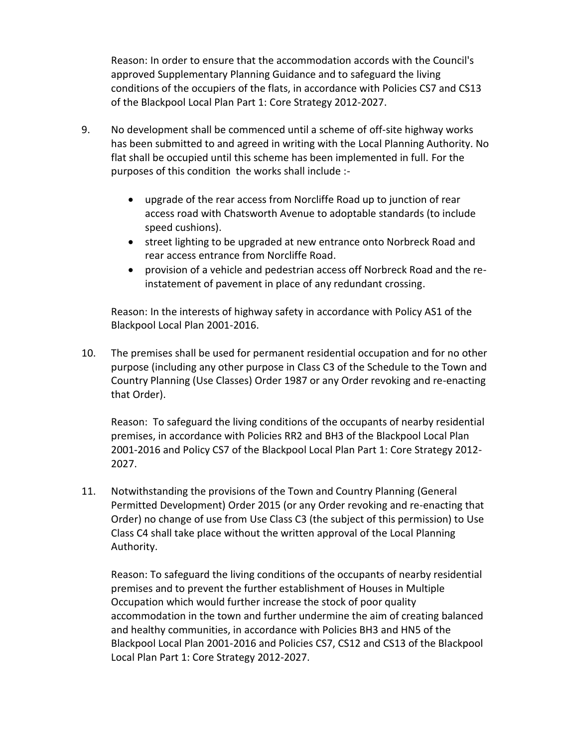Reason: In order to ensure that the accommodation accords with the Council's approved Supplementary Planning Guidance and to safeguard the living conditions of the occupiers of the flats, in accordance with Policies CS7 and CS13 of the Blackpool Local Plan Part 1: Core Strategy 2012-2027.

9. No development shall be commenced until a scheme of off-site highway works has been submitted to and agreed in writing with the Local Planning Authority. No flat shall be occupied until this scheme has been implemented in full. For the purposes of this condition the works shall include :-

   - upgrade of the rear access from Norcliffe Road up to junction of rear access road with Chatsworth Avenue to adoptable standards (to include speed cushions).
   - street lighting to be upgraded at new entrance onto Norbreck Road and rear access entrance from Norcliffe Road.
   - provision of a vehicle and pedestrian access off Norbreck Road and the re-instatement of pavement in place of any redundant crossing.

   Reason: In the interests of highway safety in accordance with Policy AS1 of the Blackpool Local Plan 2001-2016.

10. The premises shall be used for permanent residential occupation and for no other purpose (including any other purpose in Class C3 of the Schedule to the Town and Country Planning (Use Classes) Order 1987 or any Order revoking and re-enacting that Order).

    Reason: To safeguard the living conditions of the occupants of nearby residential premises, in accordance with Policies RR2 and BH3 of the Blackpool Local Plan 2001-2016 and Policy CS7 of the Blackpool Local Plan Part 1: Core Strategy 2012-2027.

11. Notwithstanding the provisions of the Town and Country Planning (General Permitted Development) Order 2015 (or any Order revoking and re-enacting that Order) no change of use from Use Class C3 (the subject of this permission) to Use Class C4 shall take place without the written approval of the Local Planning Authority.

    Reason: To safeguard the living conditions of the occupants of nearby residential premises and to prevent the further establishment of Houses in Multiple Occupation which would further increase the stock of poor quality accommodation in the town and further undermine the aim of creating balanced and healthy communities, in accordance with Policies BH3 and HN5 of the Blackpool Local Plan 2001-2016 and Policies CS7, CS12 and CS13 of the Blackpool Local Plan Part 1: Core Strategy 2012-2027.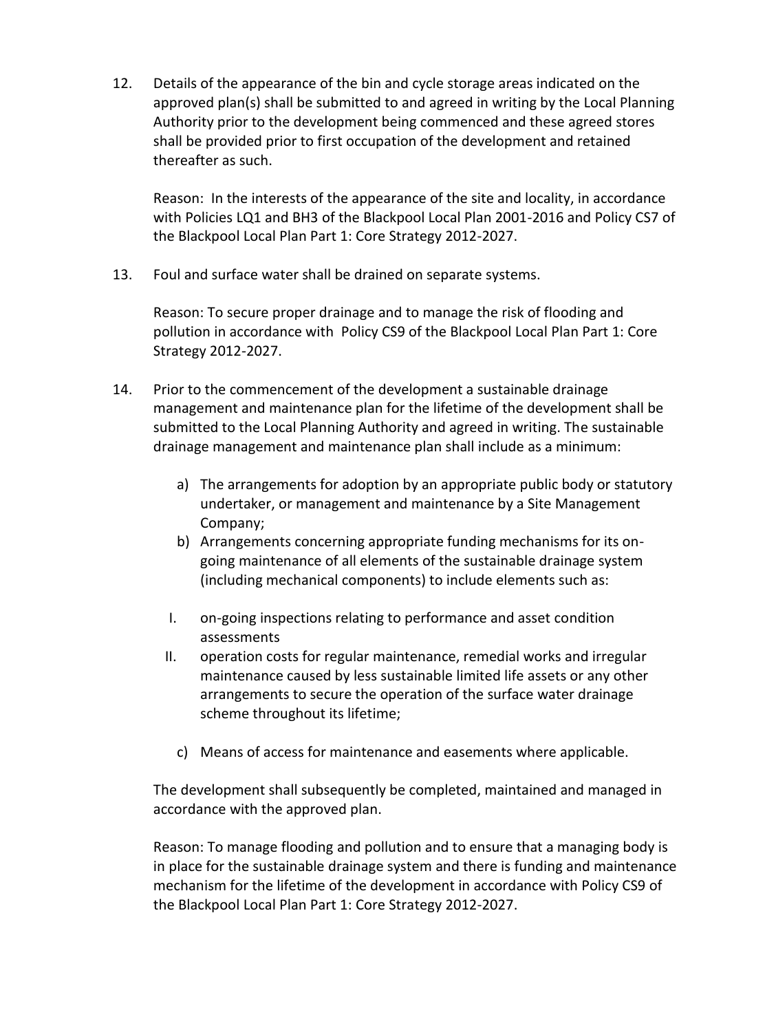12. Details of the appearance of the bin and cycle storage areas indicated on the approved plan(s) shall be submitted to and agreed in writing by the Local Planning Authority prior to the development being commenced and these agreed stores shall be provided prior to first occupation of the development and retained thereafter as such.

    Reason: In the interests of the appearance of the site and locality, in accordance with Policies LQ1 and BH3 of the Blackpool Local Plan 2001-2016 and Policy CS7 of the Blackpool Local Plan Part 1: Core Strategy 2012-2027.

13. Foul and surface water shall be drained on separate systems.

    Reason: To secure proper drainage and to manage the risk of flooding and pollution in accordance with Policy CS9 of the Blackpool Local Plan Part 1: Core Strategy 2012-2027.

14. Prior to the commencement of the development a sustainable drainage management and maintenance plan for the lifetime of the development shall be submitted to the Local Planning Authority and agreed in writing. The sustainable drainage management and maintenance plan shall include as a minimum:

    a) The arrangements for adoption by an appropriate public body or statutory undertaker, or management and maintenance by a Site Management Company;
    b) Arrangements concerning appropriate funding mechanisms for its on-going maintenance of all elements of the sustainable drainage system (including mechanical components) to include elements such as:

    I. on-going inspections relating to performance and asset condition assessments
    II. operation costs for regular maintenance, remedial works and irregular maintenance caused by less sustainable limited life assets or any other arrangements to secure the operation of the surface water drainage scheme throughout its lifetime;

    c) Means of access for maintenance and easements where applicable.

    The development shall subsequently be completed, maintained and managed in accordance with the approved plan.

    Reason: To manage flooding and pollution and to ensure that a managing body is in place for the sustainable drainage system and there is funding and maintenance mechanism for the lifetime of the development in accordance with Policy CS9 of the Blackpool Local Plan Part 1: Core Strategy 2012-2027.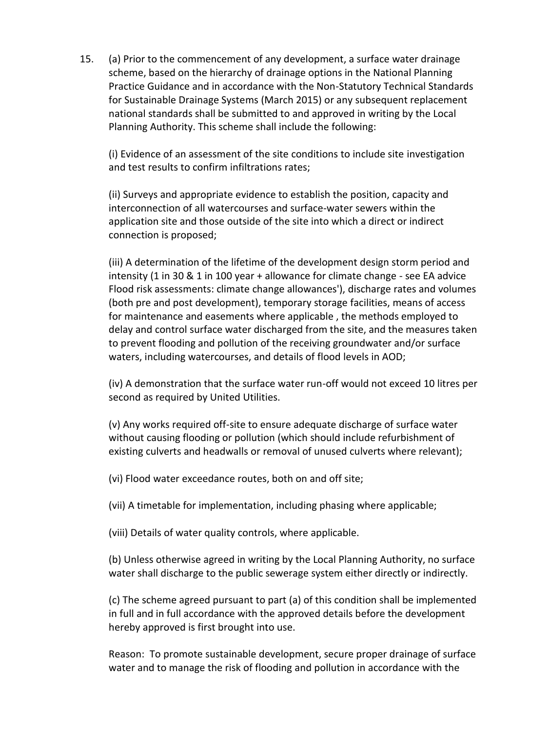15. (a) Prior to the commencement of any development, a surface water drainage scheme, based on the hierarchy of drainage options in the National Planning Practice Guidance and in accordance with the Non-Statutory Technical Standards for Sustainable Drainage Systems (March 2015) or any subsequent replacement national standards shall be submitted to and approved in writing by the Local Planning Authority. This scheme shall include the following:

    (i) Evidence of an assessment of the site conditions to include site investigation and test results to confirm infiltrations rates;

    (ii) Surveys and appropriate evidence to establish the position, capacity and interconnection of all watercourses and surface-water sewers within the application site and those outside of the site into which a direct or indirect connection is proposed;

    (iii) A determination of the lifetime of the development design storm period and intensity (1 in 30 & 1 in 100 year + allowance for climate change - see EA advice Flood risk assessments: climate change allowances'), discharge rates and volumes (both pre and post development), temporary storage facilities, means of access for maintenance and easements where applicable , the methods employed to delay and control surface water discharged from the site, and the measures taken to prevent flooding and pollution of the receiving groundwater and/or surface waters, including watercourses, and details of flood levels in AOD;

    (iv) A demonstration that the surface water run-off would not exceed 10 litres per second as required by United Utilities.

    (v) Any works required off-site to ensure adequate discharge of surface water without causing flooding or pollution (which should include refurbishment of existing culverts and headwalls or removal of unused culverts where relevant);

    (vi) Flood water exceedance routes, both on and off site;

    (vii) A timetable for implementation, including phasing where applicable;

    (viii) Details of water quality controls, where applicable.

    (b) Unless otherwise agreed in writing by the Local Planning Authority, no surface water shall discharge to the public sewerage system either directly or indirectly.

    (c) The scheme agreed pursuant to part (a) of this condition shall be implemented in full and in full accordance with the approved details before the development hereby approved is first brought into use.

    Reason: To promote sustainable development, secure proper drainage of surface water and to manage the risk of flooding and pollution in accordance with the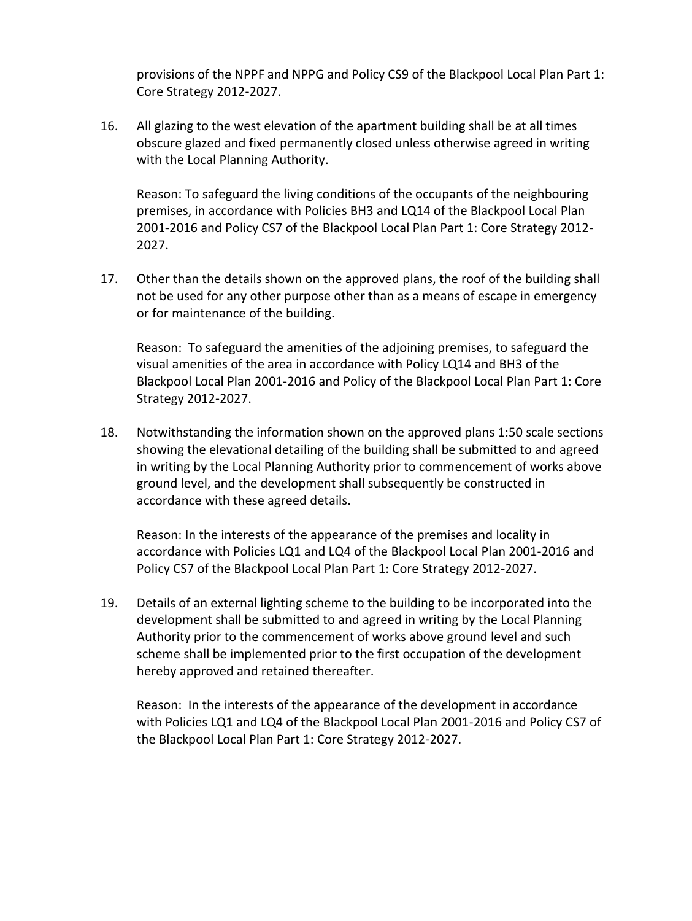provisions of the NPPF and NPPG and Policy CS9 of the Blackpool Local Plan Part 1: Core Strategy 2012-2027.

16. All glazing to the west elevation of the apartment building shall be at all times obscure glazed and fixed permanently closed unless otherwise agreed in writing with the Local Planning Authority.

    Reason: To safeguard the living conditions of the occupants of the neighbouring premises, in accordance with Policies BH3 and LQ14 of the Blackpool Local Plan 2001-2016 and Policy CS7 of the Blackpool Local Plan Part 1: Core Strategy 2012-2027.

17. Other than the details shown on the approved plans, the roof of the building shall not be used for any other purpose other than as a means of escape in emergency or for maintenance of the building.

    Reason: To safeguard the amenities of the adjoining premises, to safeguard the visual amenities of the area in accordance with Policy LQ14 and BH3 of the Blackpool Local Plan 2001-2016 and Policy of the Blackpool Local Plan Part 1: Core Strategy 2012-2027.

18. Notwithstanding the information shown on the approved plans 1:50 scale sections showing the elevational detailing of the building shall be submitted to and agreed in writing by the Local Planning Authority prior to commencement of works above ground level, and the development shall subsequently be constructed in accordance with these agreed details.

    Reason: In the interests of the appearance of the premises and locality in accordance with Policies LQ1 and LQ4 of the Blackpool Local Plan 2001-2016 and Policy CS7 of the Blackpool Local Plan Part 1: Core Strategy 2012-2027.

19. Details of an external lighting scheme to the building to be incorporated into the development shall be submitted to and agreed in writing by the Local Planning Authority prior to the commencement of works above ground level and such scheme shall be implemented prior to the first occupation of the development hereby approved and retained thereafter.

    Reason: In the interests of the appearance of the development in accordance with Policies LQ1 and LQ4 of the Blackpool Local Plan 2001-2016 and Policy CS7 of the Blackpool Local Plan Part 1: Core Strategy 2012-2027.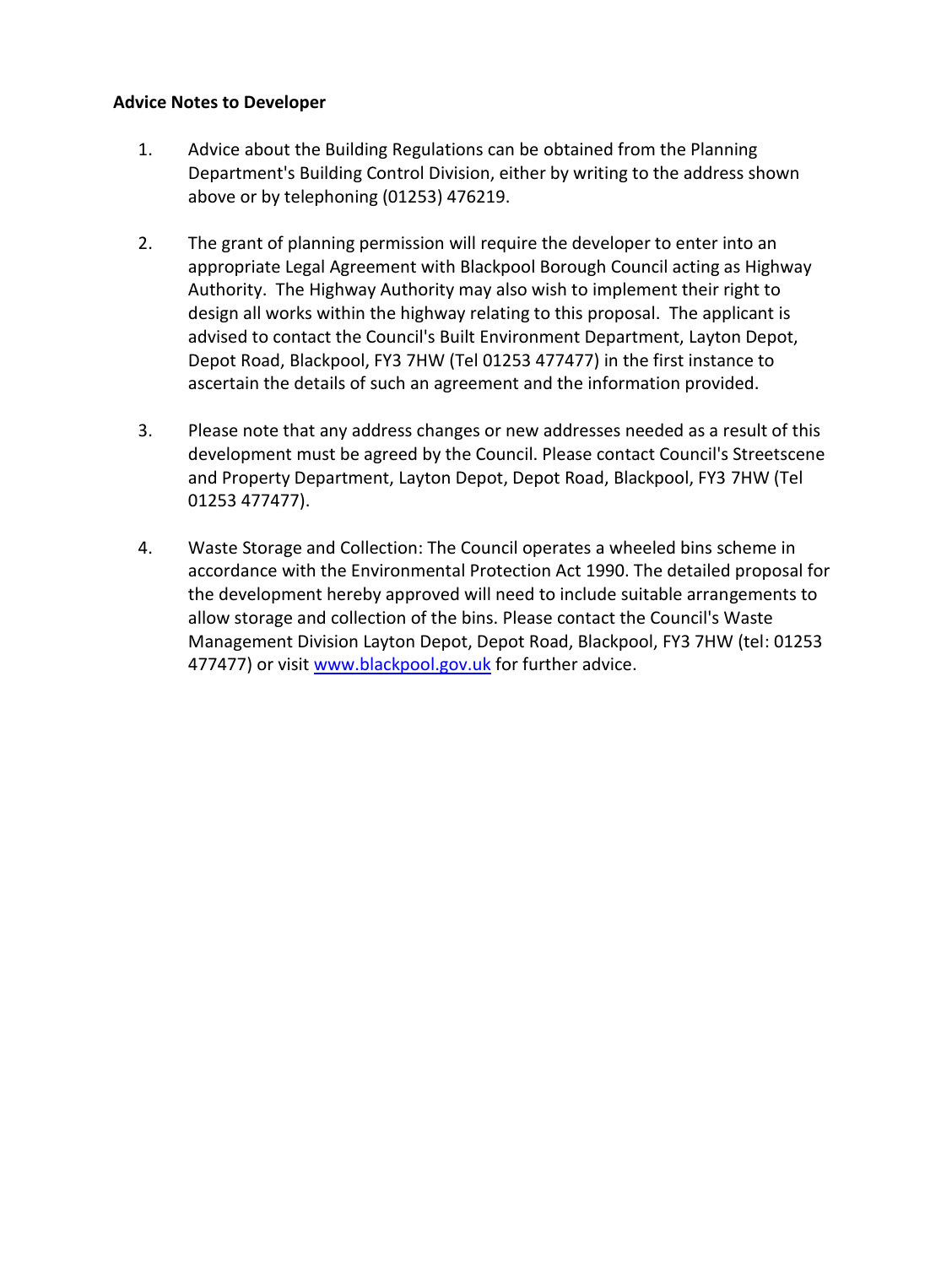**Advice Notes to Developer**

1. Advice about the Building Regulations can be obtained from the Planning Department's Building Control Division, either by writing to the address shown above or by telephoning (01253) 476219.

2. The grant of planning permission will require the developer to enter into an appropriate Legal Agreement with Blackpool Borough Council acting as Highway Authority. The Highway Authority may also wish to implement their right to design all works within the highway relating to this proposal. The applicant is advised to contact the Council's Built Environment Department, Layton Depot, Depot Road, Blackpool, FY3 7HW (Tel 01253 477477) in the first instance to ascertain the details of such an agreement and the information provided.

3. Please note that any address changes or new addresses needed as a result of this development must be agreed by the Council. Please contact Council's Streetscene and Property Department, Layton Depot, Depot Road, Blackpool, FY3 7HW (Tel 01253 477477).

4. Waste Storage and Collection: The Council operates a wheeled bins scheme in accordance with the Environmental Protection Act 1990. The detailed proposal for the development hereby approved will need to include suitable arrangements to allow storage and collection of the bins. Please contact the Council's Waste Management Division Layton Depot, Depot Road, Blackpool, FY3 7HW (tel: 01253 477477) or visit [www.blackpool.gov.uk](http://www.blackpool.gov.uk) for further advice.